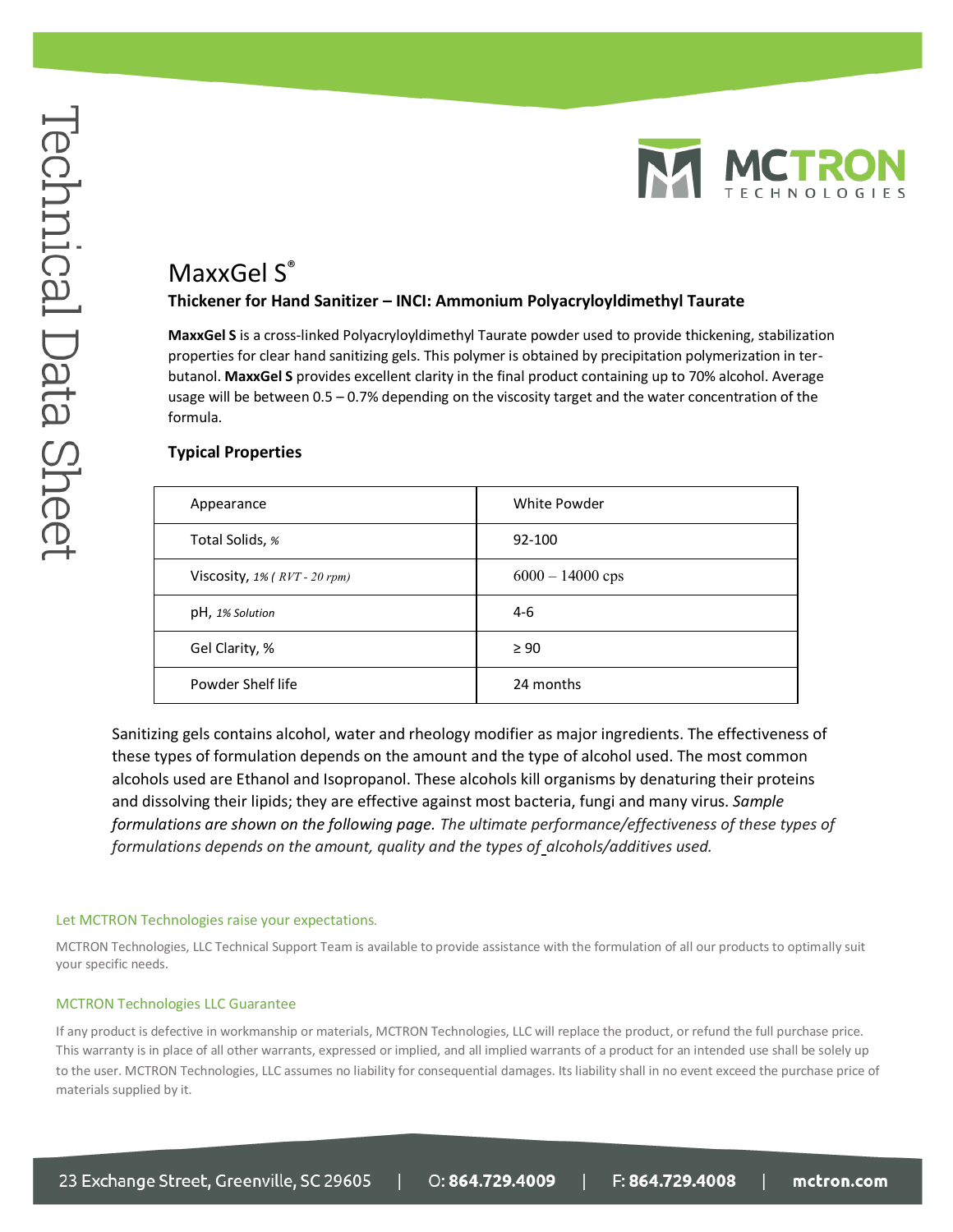# MaxxGel S®

### Thickener for Hand Sanitizer – INCI: Ammonium Polyacryloyldimethyl Taurate

**MaxxGel S** is a cross-linked Polyacryloyldimethyl Taurate powder used to provide thickening, stabilization properties for clear hand sanitizing gels. This polymer is obtained by precipitation polymerization in ter-butanol. **MaxxGel S** provides excellent clarity in the final product containing up to 70% alcohol. Average usage will be between 0.5 – 0.7% depending on the viscosity target and the water concentration of the formula.

### Typical Properties

| Appearance | White Powder |
|---|---|
| Total Solids, *%* | 92-100 |
| Viscosity, *1% ( RVT - 20 rpm)* | 6000 – 14000 cps |
| pH, *1% Solution* | 4-6 |
| Gel Clarity, % | ≥ 90 |
| Powder Shelf life | 24 months |

Sanitizing gels contains alcohol, water and rheology modifier as major ingredients. The effectiveness of these types of formulation depends on the amount and the type of alcohol used. The most common alcohols used are Ethanol and Isopropanol. These alcohols kill organisms by denaturing their proteins and dissolving their lipids; they are effective against most bacteria, fungi and many virus. *Sample formulations are shown on the following page. The ultimate performance/effectiveness of these types of formulations depends on the amount, quality and the types of alcohols/additives used.*

#### Let MCTRON Technologies raise your expectations.

MCTRON Technologies, LLC Technical Support Team is available to provide assistance with the formulation of all our products to optimally suit your specific needs.

#### MCTRON Technologies LLC Guarantee

If any product is defective in workmanship or materials, MCTRON Technologies, LLC will replace the product, or refund the full purchase price. This warranty is in place of all other warrants, expressed or implied, and all implied warrants of a product for an intended use shall be solely up to the user. MCTRON Technologies, LLC assumes no liability for consequential damages. Its liability shall in no event exceed the purchase price of materials supplied by it.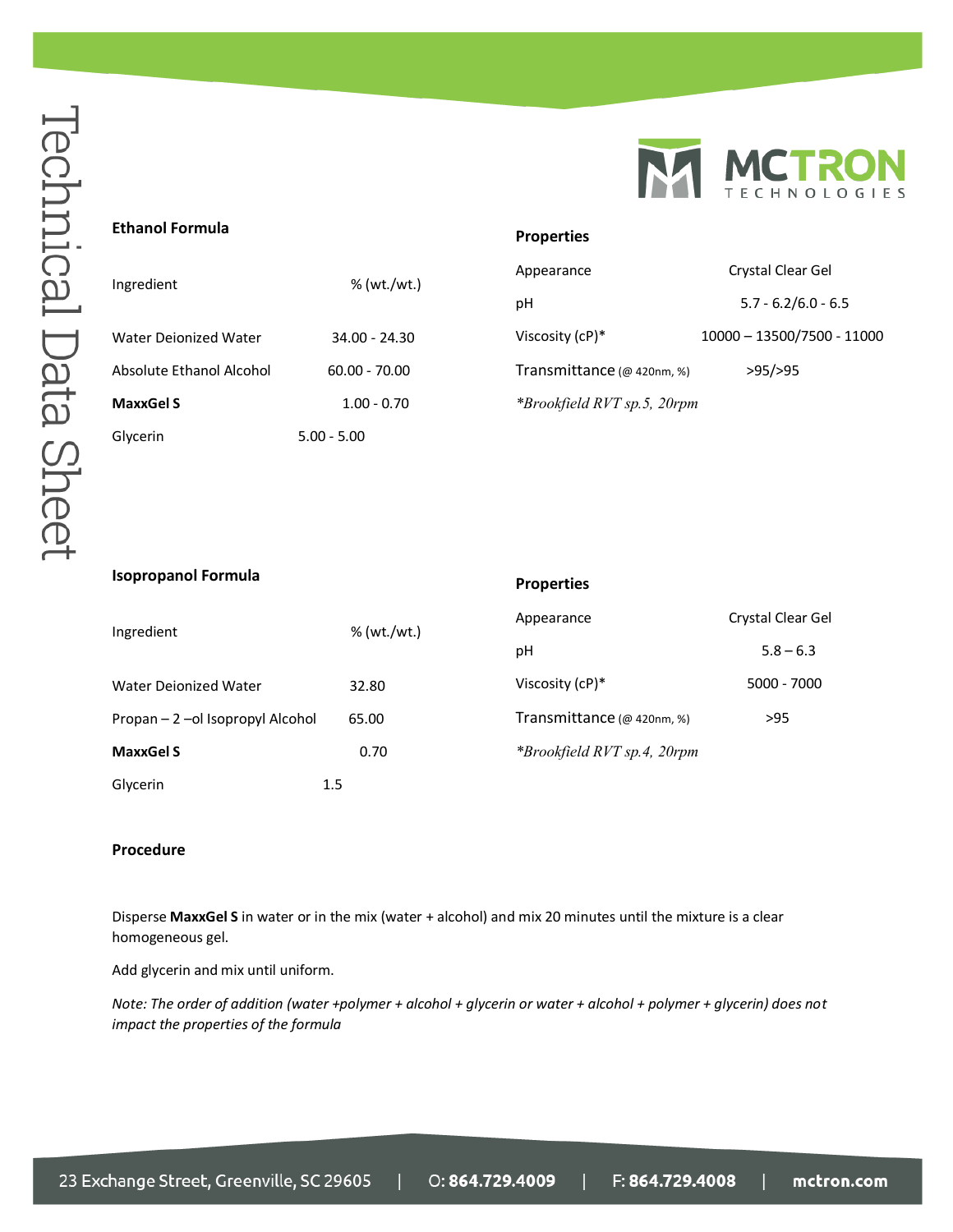## Ethanol Formula

| Ingredient | % (wt./wt.) |
|---|---|
| Water Deionized Water | 34.00 - 24.30 |
| Absolute Ethanol Alcohol | 60.00 - 70.00 |
| **MaxxGel S** | 1.00 - 0.70 |
| Glycerin | 5.00 - 5.00 |

### Properties

| | |
|---|---|
| Appearance | Crystal Clear Gel |
| pH | 5.7 - 6.2/6.0 - 6.5 |
| Viscosity (cP)* | 10000 – 13500/7500 - 11000 |
| Transmittance (@ 420nm, %) | >95/>95 |

*\*Brookfield RVT sp.5, 20rpm*

## Isopropanol Formula

| Ingredient | % (wt./wt.) |
|---|---|
| Water Deionized Water | 32.80 |
| Propan – 2 –ol Isopropyl Alcohol | 65.00 |
| **MaxxGel S** | 0.70 |
| Glycerin | 1.5 |

### Properties

| | |
|---|---|
| Appearance | Crystal Clear Gel |
| pH | 5.8 – 6.3 |
| Viscosity (cP)* | 5000 - 7000 |
| Transmittance (@ 420nm, %) | >95 |

*\*Brookfield RVT sp.4, 20rpm*

## Procedure

Disperse **MaxxGel S** in water or in the mix (water + alcohol) and mix 20 minutes until the mixture is a clear homogeneous gel.

Add glycerin and mix until uniform.

*Note: The order of addition (water +polymer + alcohol + glycerin or water + alcohol + polymer + glycerin) does not impact the properties of the formula*